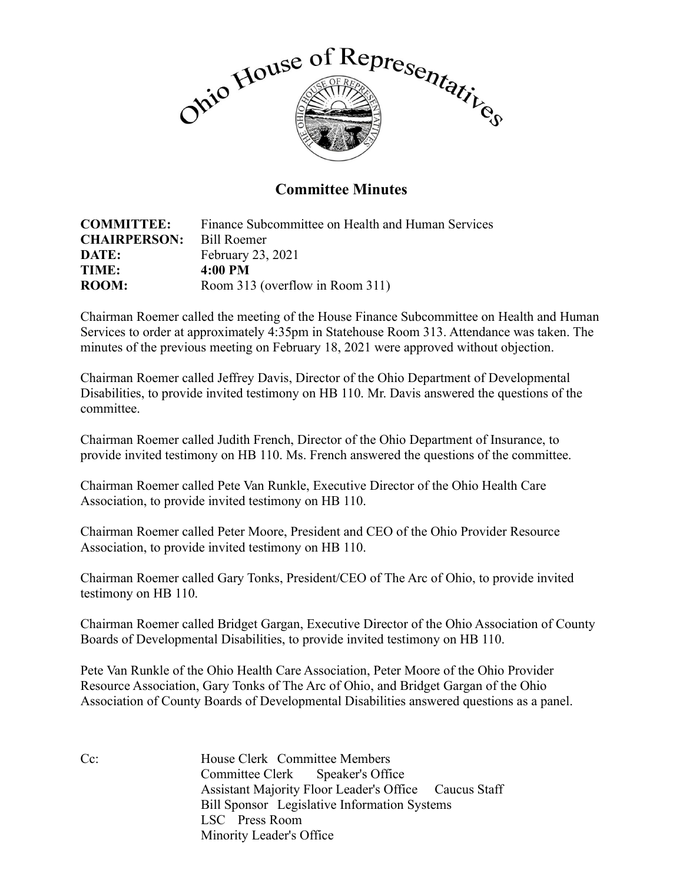# Ohio House of Representatives

## Committee Minutes

**COMMITTEE:** Finance Subcommittee on Health and Human Services
**CHAIRPERSON:** Bill Roemer
**DATE:** February 23, 2021
**TIME:** **4:00 PM**
**ROOM:** Room 313 (overflow in Room 311)

Chairman Roemer called the meeting of the House Finance Subcommittee on Health and Human Services to order at approximately 4:35pm in Statehouse Room 313. Attendance was taken. The minutes of the previous meeting on February 18, 2021 were approved without objection.

Chairman Roemer called Jeffrey Davis, Director of the Ohio Department of Developmental Disabilities, to provide invited testimony on HB 110. Mr. Davis answered the questions of the committee.

Chairman Roemer called Judith French, Director of the Ohio Department of Insurance, to provide invited testimony on HB 110. Ms. French answered the questions of the committee.

Chairman Roemer called Pete Van Runkle, Executive Director of the Ohio Health Care Association, to provide invited testimony on HB 110.

Chairman Roemer called Peter Moore, President and CEO of the Ohio Provider Resource Association, to provide invited testimony on HB 110.

Chairman Roemer called Gary Tonks, President/CEO of The Arc of Ohio, to provide invited testimony on HB 110.

Chairman Roemer called Bridget Gargan, Executive Director of the Ohio Association of County Boards of Developmental Disabilities, to provide invited testimony on HB 110.

Pete Van Runkle of the Ohio Health Care Association, Peter Moore of the Ohio Provider Resource Association, Gary Tonks of The Arc of Ohio, and Bridget Gargan of the Ohio Association of County Boards of Developmental Disabilities answered questions as a panel.

Cc: House Clerk Committee Members
Committee Clerk Speaker's Office
Assistant Majority Floor Leader's Office Caucus Staff
Bill Sponsor Legislative Information Systems
LSC Press Room
Minority Leader's Office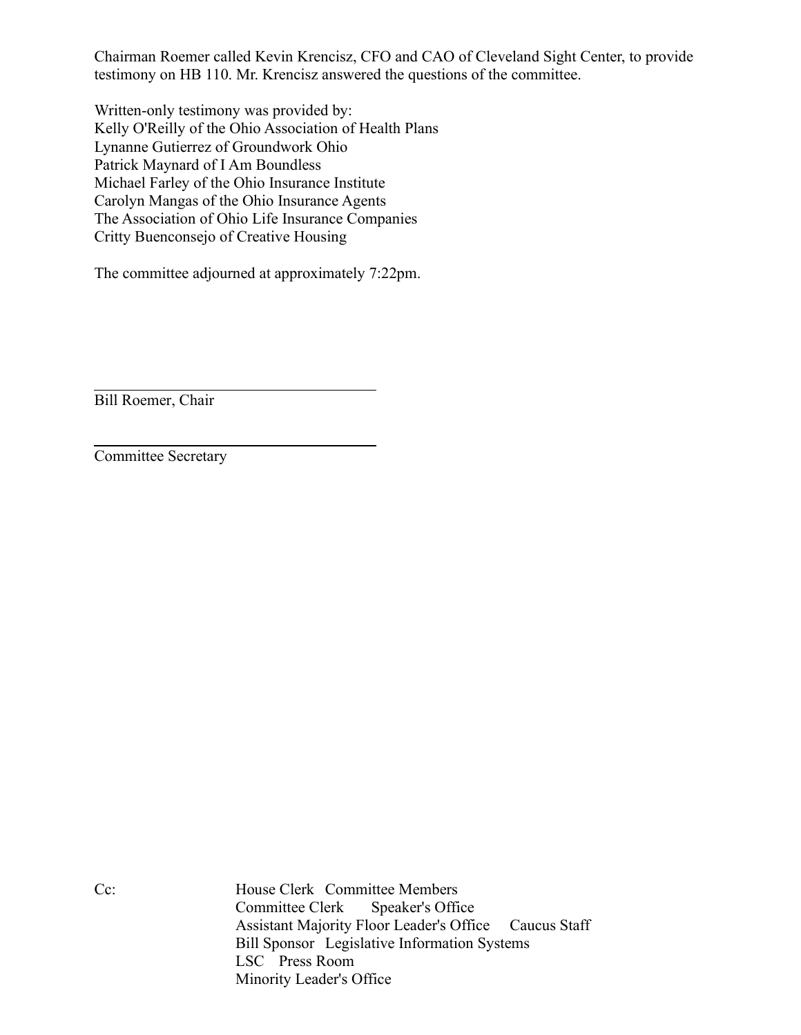Chairman Roemer called Kevin Krencisz, CFO and CAO of Cleveland Sight Center, to provide testimony on HB 110. Mr. Krencisz answered the questions of the committee.

Written-only testimony was provided by:
Kelly O'Reilly of the Ohio Association of Health Plans
Lynanne Gutierrez of Groundwork Ohio
Patrick Maynard of I Am Boundless
Michael Farley of the Ohio Insurance Institute
Carolyn Mangas of the Ohio Insurance Agents
The Association of Ohio Life Insurance Companies
Critty Buenconsejo of Creative Housing

The committee adjourned at approximately 7:22pm.

\_\_\_\_\_\_\_\_\_\_\_\_\_\_\_\_\_\_\_\_\_\_\_\_\_\_\_\_\_\_\_\_\_\_\_\_
Bill Roemer, Chair

\_\_\_\_\_\_\_\_\_\_\_\_\_\_\_\_\_\_\_\_\_\_\_\_\_\_\_\_\_\_\_\_\_\_\_\_
Committee Secretary

Cc: House Clerk Committee Members
Committee Clerk Speaker's Office
Assistant Majority Floor Leader's Office Caucus Staff
Bill Sponsor Legislative Information Systems
LSC Press Room
Minority Leader's Office